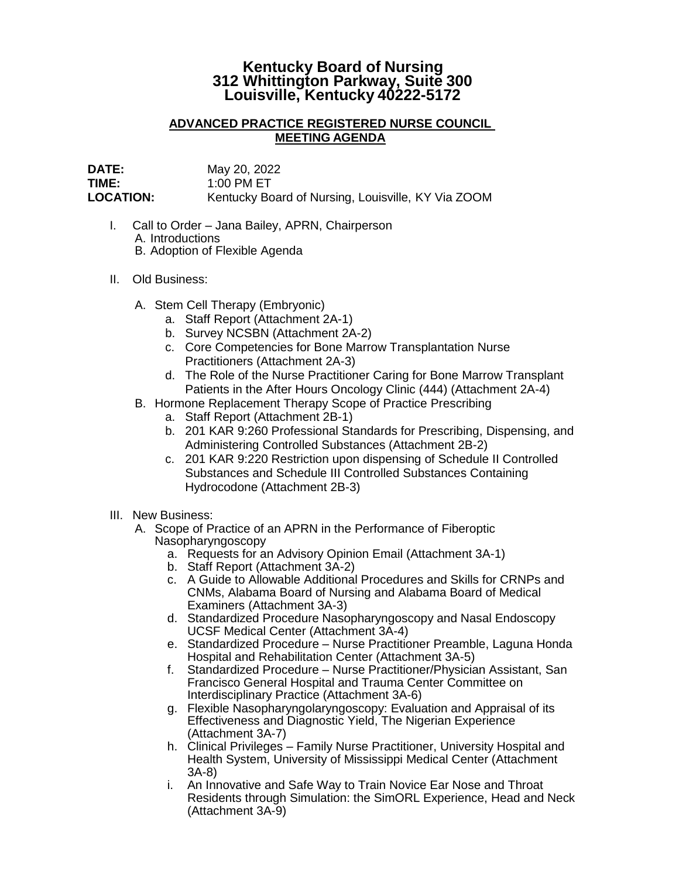# Kentucky Board of Nursing
# 312 Whittington Parkway, Suite 300
# Louisville, Kentucky 40222-5172

## ADVANCED PRACTICE REGISTERED NURSE COUNCIL MEETING AGENDA

**DATE:** May 20, 2022
**TIME:** 1:00 PM ET
**LOCATION:** Kentucky Board of Nursing, Louisville, KY Via ZOOM

I. Call to Order – Jana Bailey, APRN, Chairperson
   A. Introductions
   B. Adoption of Flexible Agenda

II. Old Business:

   A. Stem Cell Therapy (Embryonic)
      a. Staff Report (Attachment 2A-1)
      b. Survey NCSBN (Attachment 2A-2)
      c. Core Competencies for Bone Marrow Transplantation Nurse Practitioners (Attachment 2A-3)
      d. The Role of the Nurse Practitioner Caring for Bone Marrow Transplant Patients in the After Hours Oncology Clinic (444) (Attachment 2A-4)
   B. Hormone Replacement Therapy Scope of Practice Prescribing
      a. Staff Report (Attachment 2B-1)
      b. 201 KAR 9:260 Professional Standards for Prescribing, Dispensing, and Administering Controlled Substances (Attachment 2B-2)
      c. 201 KAR 9:220 Restriction upon dispensing of Schedule II Controlled Substances and Schedule III Controlled Substances Containing Hydrocodone (Attachment 2B-3)

III. New Business:
   A. Scope of Practice of an APRN in the Performance of Fiberoptic Nasopharyngoscopy
      a. Requests for an Advisory Opinion Email (Attachment 3A-1)
      b. Staff Report (Attachment 3A-2)
      c. A Guide to Allowable Additional Procedures and Skills for CRNPs and CNMs, Alabama Board of Nursing and Alabama Board of Medical Examiners (Attachment 3A-3)
      d. Standardized Procedure Nasopharyngoscopy and Nasal Endoscopy UCSF Medical Center (Attachment 3A-4)
      e. Standardized Procedure – Nurse Practitioner Preamble, Laguna Honda Hospital and Rehabilitation Center (Attachment 3A-5)
      f. Standardized Procedure – Nurse Practitioner/Physician Assistant, San Francisco General Hospital and Trauma Center Committee on Interdisciplinary Practice (Attachment 3A-6)
      g. Flexible Nasopharyngolaryngoscopy: Evaluation and Appraisal of its Effectiveness and Diagnostic Yield, The Nigerian Experience (Attachment 3A-7)
      h. Clinical Privileges – Family Nurse Practitioner, University Hospital and Health System, University of Mississippi Medical Center (Attachment 3A-8)
      i. An Innovative and Safe Way to Train Novice Ear Nose and Throat Residents through Simulation: the SimORL Experience, Head and Neck (Attachment 3A-9)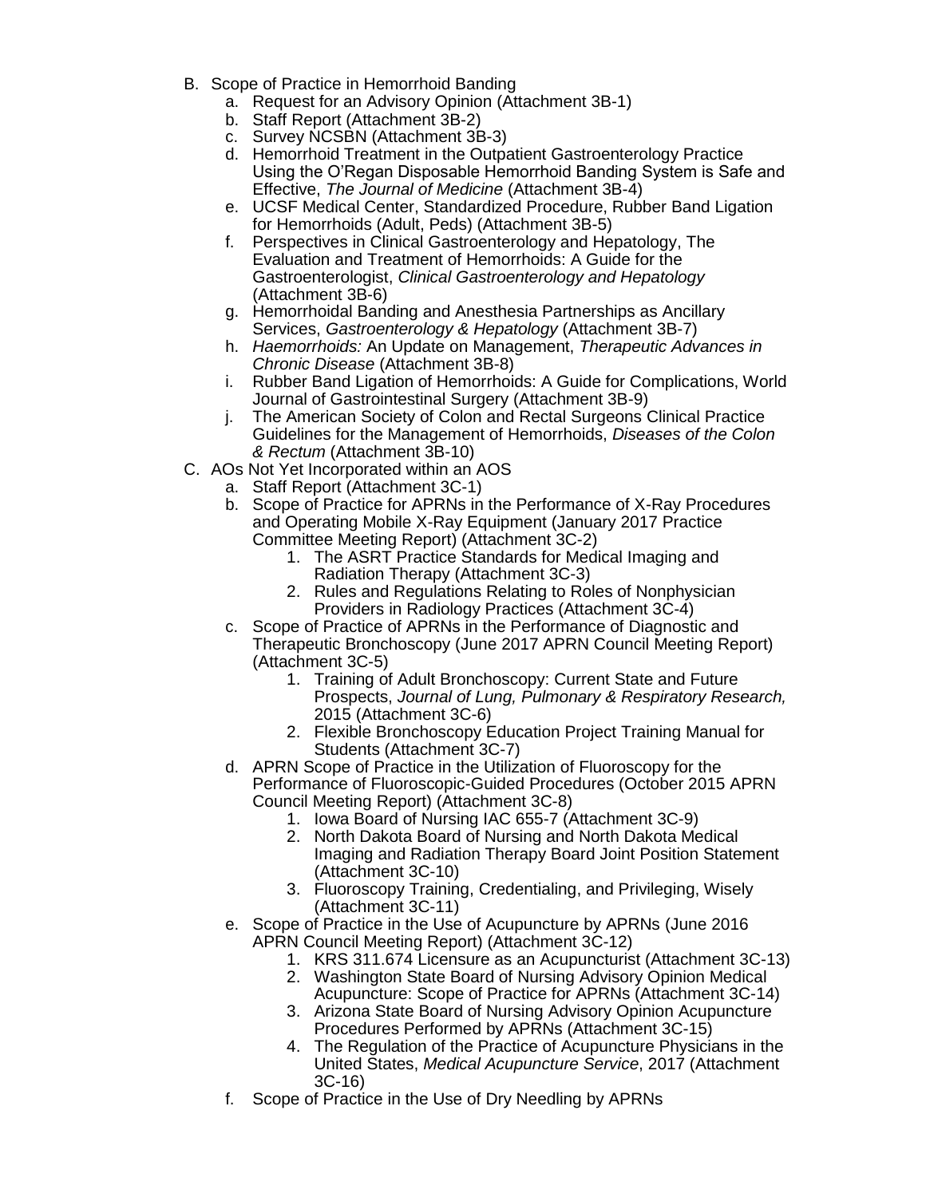B. Scope of Practice in Hemorrhoid Banding
   a. Request for an Advisory Opinion (Attachment 3B-1)
   b. Staff Report (Attachment 3B-2)
   c. Survey NCSBN (Attachment 3B-3)
   d. Hemorrhoid Treatment in the Outpatient Gastroenterology Practice Using the O'Regan Disposable Hemorrhoid Banding System is Safe and Effective, *The Journal of Medicine* (Attachment 3B-4)
   e. UCSF Medical Center, Standardized Procedure, Rubber Band Ligation for Hemorrhoids (Adult, Peds) (Attachment 3B-5)
   f. Perspectives in Clinical Gastroenterology and Hepatology, The Evaluation and Treatment of Hemorrhoids: A Guide for the Gastroenterologist, *Clinical Gastroenterology and Hepatology* (Attachment 3B-6)
   g. Hemorrhoidal Banding and Anesthesia Partnerships as Ancillary Services, *Gastroenterology & Hepatology* (Attachment 3B-7)
   h. *Haemorrhoids:* An Update on Management, *Therapeutic Advances in Chronic Disease* (Attachment 3B-8)
   i. Rubber Band Ligation of Hemorrhoids: A Guide for Complications, World Journal of Gastrointestinal Surgery (Attachment 3B-9)
   j. The American Society of Colon and Rectal Surgeons Clinical Practice Guidelines for the Management of Hemorrhoids, *Diseases of the Colon & Rectum* (Attachment 3B-10)

C. AOs Not Yet Incorporated within an AOS
   a. Staff Report (Attachment 3C-1)
   b. Scope of Practice for APRNs in the Performance of X-Ray Procedures and Operating Mobile X-Ray Equipment (January 2017 Practice Committee Meeting Report) (Attachment 3C-2)
      1. The ASRT Practice Standards for Medical Imaging and Radiation Therapy (Attachment 3C-3)
      2. Rules and Regulations Relating to Roles of Nonphysician Providers in Radiology Practices (Attachment 3C-4)
   c. Scope of Practice of APRNs in the Performance of Diagnostic and Therapeutic Bronchoscopy (June 2017 APRN Council Meeting Report) (Attachment 3C-5)
      1. Training of Adult Bronchoscopy: Current State and Future Prospects, *Journal of Lung, Pulmonary & Respiratory Research,* 2015 (Attachment 3C-6)
      2. Flexible Bronchoscopy Education Project Training Manual for Students (Attachment 3C-7)
   d. APRN Scope of Practice in the Utilization of Fluoroscopy for the Performance of Fluoroscopic-Guided Procedures (October 2015 APRN Council Meeting Report) (Attachment 3C-8)
      1. Iowa Board of Nursing IAC 655-7 (Attachment 3C-9)
      2. North Dakota Board of Nursing and North Dakota Medical Imaging and Radiation Therapy Board Joint Position Statement (Attachment 3C-10)
      3. Fluoroscopy Training, Credentialing, and Privileging, Wisely (Attachment 3C-11)
   e. Scope of Practice in the Use of Acupuncture by APRNs (June 2016 APRN Council Meeting Report) (Attachment 3C-12)
      1. KRS 311.674 Licensure as an Acupuncturist (Attachment 3C-13)
      2. Washington State Board of Nursing Advisory Opinion Medical Acupuncture: Scope of Practice for APRNs (Attachment 3C-14)
      3. Arizona State Board of Nursing Advisory Opinion Acupuncture Procedures Performed by APRNs (Attachment 3C-15)
      4. The Regulation of the Practice of Acupuncture Physicians in the United States, *Medical Acupuncture Service*, 2017 (Attachment 3C-16)
   f. Scope of Practice in the Use of Dry Needling by APRNs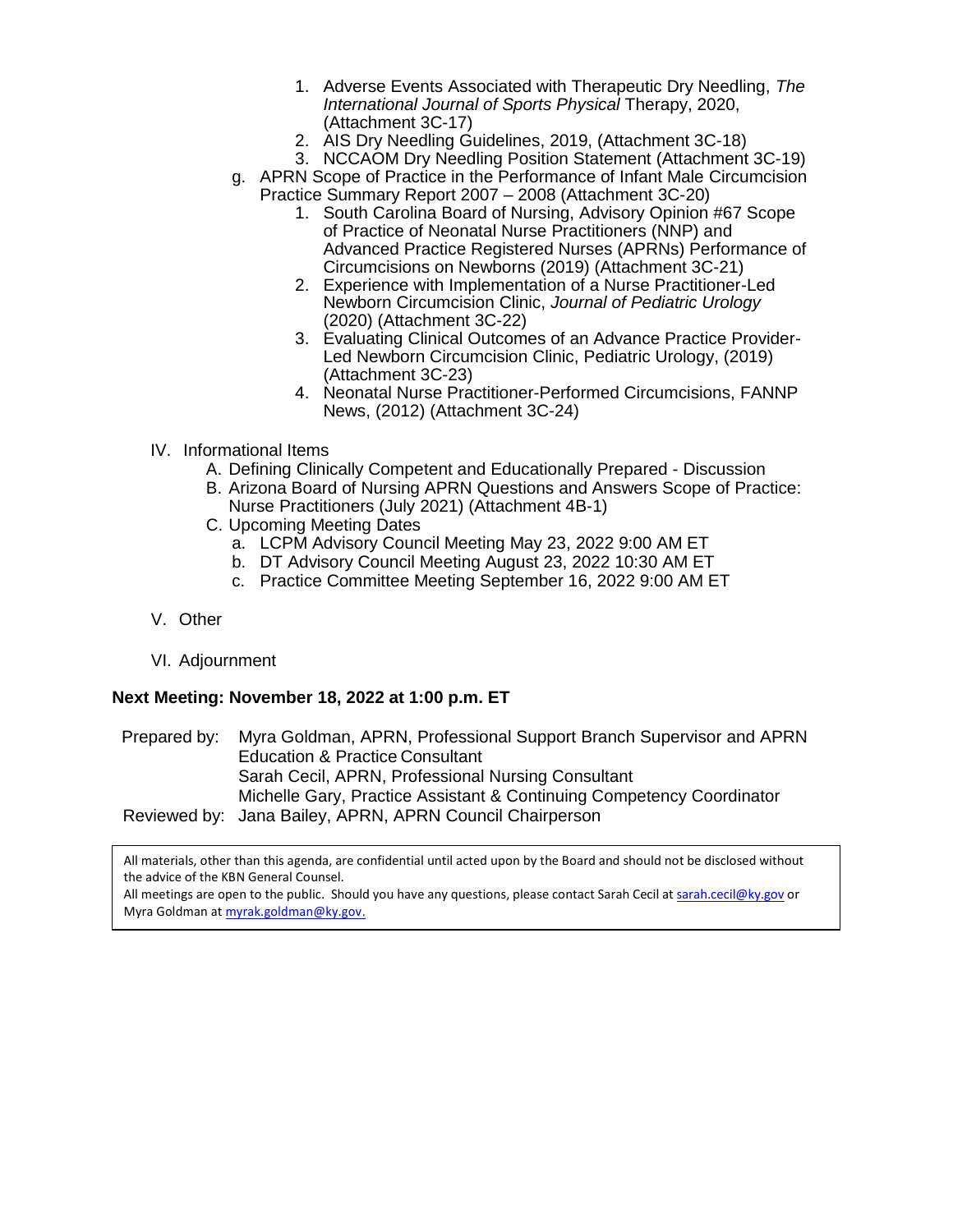1. Adverse Events Associated with Therapeutic Dry Needling, *The International Journal of Sports Physical* Therapy, 2020, (Attachment 3C-17)
2. AIS Dry Needling Guidelines, 2019, (Attachment 3C-18)
3. NCCAOM Dry Needling Position Statement (Attachment 3C-19)

g. APRN Scope of Practice in the Performance of Infant Male Circumcision Practice Summary Report 2007 – 2008 (Attachment 3C-20)

1. South Carolina Board of Nursing, Advisory Opinion #67 Scope of Practice of Neonatal Nurse Practitioners (NNP) and Advanced Practice Registered Nurses (APRNs) Performance of Circumcisions on Newborns (2019) (Attachment 3C-21)
2. Experience with Implementation of a Nurse Practitioner-Led Newborn Circumcision Clinic, *Journal of Pediatric Urology* (2020) (Attachment 3C-22)
3. Evaluating Clinical Outcomes of an Advance Practice Provider-Led Newborn Circumcision Clinic, Pediatric Urology, (2019) (Attachment 3C-23)
4. Neonatal Nurse Practitioner-Performed Circumcisions, FANNP News, (2012) (Attachment 3C-24)

IV. Informational Items

A. Defining Clinically Competent and Educationally Prepared - Discussion

B. Arizona Board of Nursing APRN Questions and Answers Scope of Practice: Nurse Practitioners (July 2021) (Attachment 4B-1)

C. Upcoming Meeting Dates

a. LCPM Advisory Council Meeting May 23, 2022 9:00 AM ET

b. DT Advisory Council Meeting August 23, 2022 10:30 AM ET

c. Practice Committee Meeting September 16, 2022 9:00 AM ET

V. Other

VI. Adjournment

**Next Meeting: November 18, 2022 at 1:00 p.m. ET**

Prepared by: Myra Goldman, APRN, Professional Support Branch Supervisor and APRN Education & Practice Consultant
Sarah Cecil, APRN, Professional Nursing Consultant
Michelle Gary, Practice Assistant & Continuing Competency Coordinator

Reviewed by: Jana Bailey, APRN, APRN Council Chairperson

All materials, other than this agenda, are confidential until acted upon by the Board and should not be disclosed without the advice of the KBN General Counsel.
All meetings are open to the public. Should you have any questions, please contact Sarah Cecil at sarah.cecil@ky.gov or Myra Goldman at myrak.goldman@ky.gov.